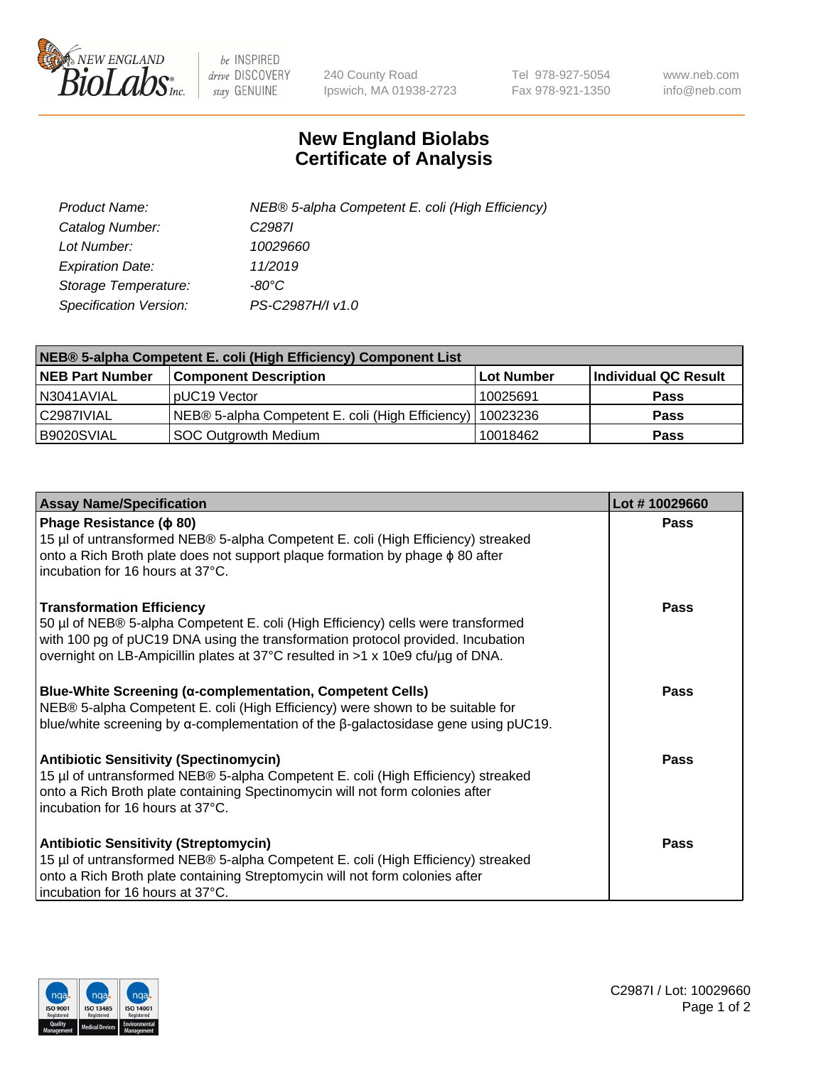NEW ENGLAND BioLabs Inc. — be INSPIRED drive DISCOVERY stay GENUINE

240 County Road
Ipswich, MA 01938-2723

Tel 978-927-5054
Fax 978-921-1350

www.neb.com
info@neb.com

# New England Biolabs
# Certificate of Analysis

| | |
|---|---|
| *Product Name:* | *NEB® 5-alpha Competent E. coli (High Efficiency)* |
| *Catalog Number:* | *C2987I* |
| *Lot Number:* | *10029660* |
| *Expiration Date:* | *11/2019* |
| *Storage Temperature:* | *-80°C* |
| *Specification Version:* | *PS-C2987H/I v1.0* |

| NEB® 5-alpha Competent E. coli (High Efficiency) Component List | | | |
|---|---|---|---|
| **NEB Part Number** | **Component Description** | **Lot Number** | **Individual QC Result** |
| N3041AVIAL | pUC19 Vector | 10025691 | **Pass** |
| C2987IVIAL | NEB® 5-alpha Competent E. coli (High Efficiency) | 10023236 | **Pass** |
| B9020SVIAL | SOC Outgrowth Medium | 10018462 | **Pass** |

| Assay Name/Specification | Lot # 10029660 |
|---|---|
| **Phage Resistance (ϕ 80)**<br>15 µl of untransformed NEB® 5-alpha Competent E. coli (High Efficiency) streaked onto a Rich Broth plate does not support plaque formation by phage ϕ 80 after incubation for 16 hours at 37°C. | **Pass** |
| **Transformation Efficiency**<br>50 µl of NEB® 5-alpha Competent E. coli (High Efficiency) cells were transformed with 100 pg of pUC19 DNA using the transformation protocol provided. Incubation overnight on LB-Ampicillin plates at 37°C resulted in >1 x 10e9 cfu/µg of DNA. | **Pass** |
| **Blue-White Screening (α-complementation, Competent Cells)**<br>NEB® 5-alpha Competent E. coli (High Efficiency) were shown to be suitable for blue/white screening by α-complementation of the β-galactosidase gene using pUC19. | **Pass** |
| **Antibiotic Sensitivity (Spectinomycin)**<br>15 µl of untransformed NEB® 5-alpha Competent E. coli (High Efficiency) streaked onto a Rich Broth plate containing Spectinomycin will not form colonies after incubation for 16 hours at 37°C. | **Pass** |
| **Antibiotic Sensitivity (Streptomycin)**<br>15 µl of untransformed NEB® 5-alpha Competent E. coli (High Efficiency) streaked onto a Rich Broth plate containing Streptomycin will not form colonies after incubation for 16 hours at 37°C. | **Pass** |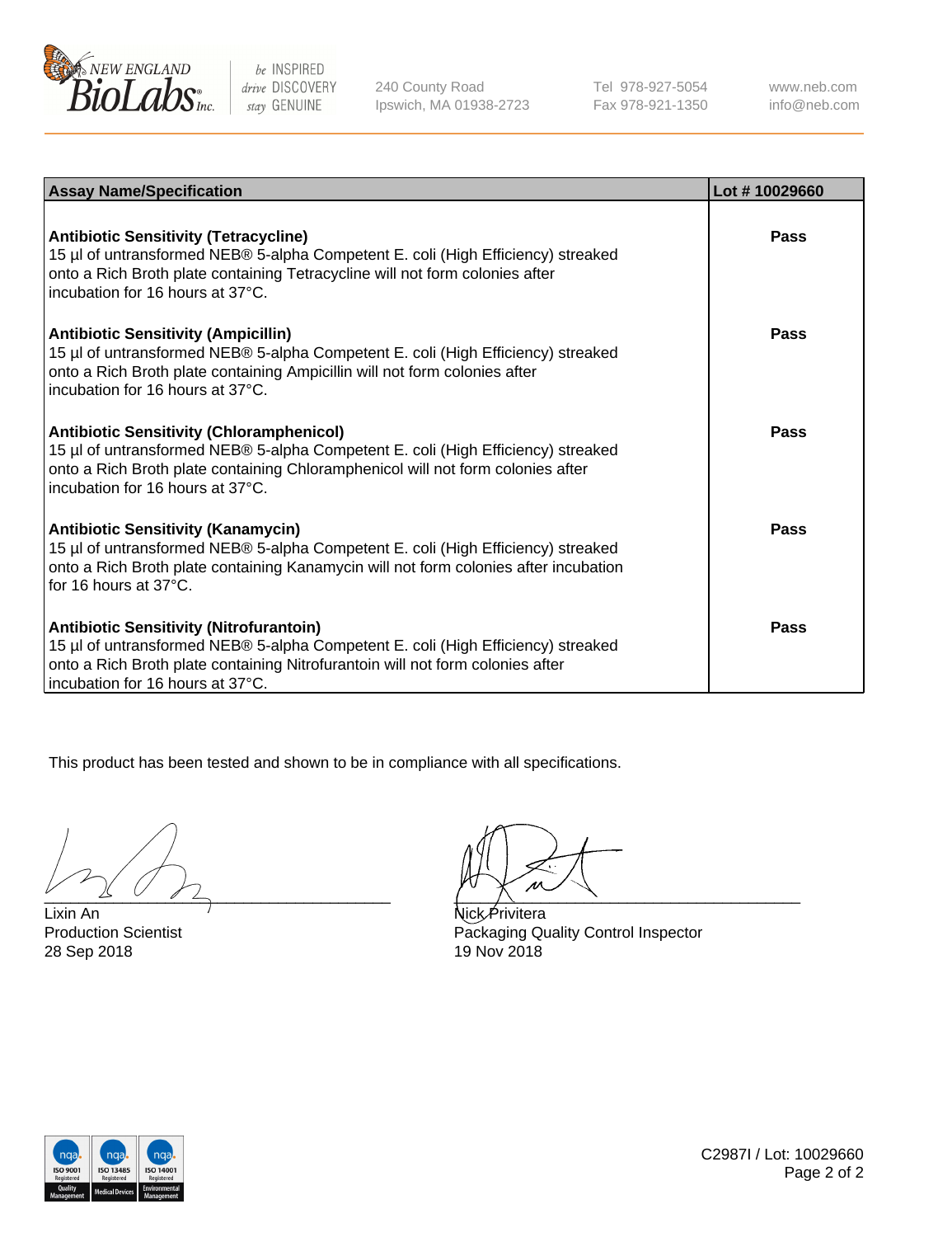| Assay Name/Specification | Lot # 10029660 |
|---|---|
| **Antibiotic Sensitivity (Tetracycline)**<br>15 µl of untransformed NEB® 5-alpha Competent E. coli (High Efficiency) streaked onto a Rich Broth plate containing Tetracycline will not form colonies after incubation for 16 hours at 37°C. | **Pass** |
| **Antibiotic Sensitivity (Ampicillin)**<br>15 µl of untransformed NEB® 5-alpha Competent E. coli (High Efficiency) streaked onto a Rich Broth plate containing Ampicillin will not form colonies after incubation for 16 hours at 37°C. | **Pass** |
| **Antibiotic Sensitivity (Chloramphenicol)**<br>15 µl of untransformed NEB® 5-alpha Competent E. coli (High Efficiency) streaked onto a Rich Broth plate containing Chloramphenicol will not form colonies after incubation for 16 hours at 37°C. | **Pass** |
| **Antibiotic Sensitivity (Kanamycin)**<br>15 µl of untransformed NEB® 5-alpha Competent E. coli (High Efficiency) streaked onto a Rich Broth plate containing Kanamycin will not form colonies after incubation for 16 hours at 37°C. | **Pass** |
| **Antibiotic Sensitivity (Nitrofurantoin)**<br>15 µl of untransformed NEB® 5-alpha Competent E. coli (High Efficiency) streaked onto a Rich Broth plate containing Nitrofurantoin will not form colonies after incubation for 16 hours at 37°C. | **Pass** |

This product has been tested and shown to be in compliance with all specifications.

Lixin An
Production Scientist
28 Sep 2018

Nick Privitera
Packaging Quality Control Inspector
19 Nov 2018

C2987I / Lot: 10029660